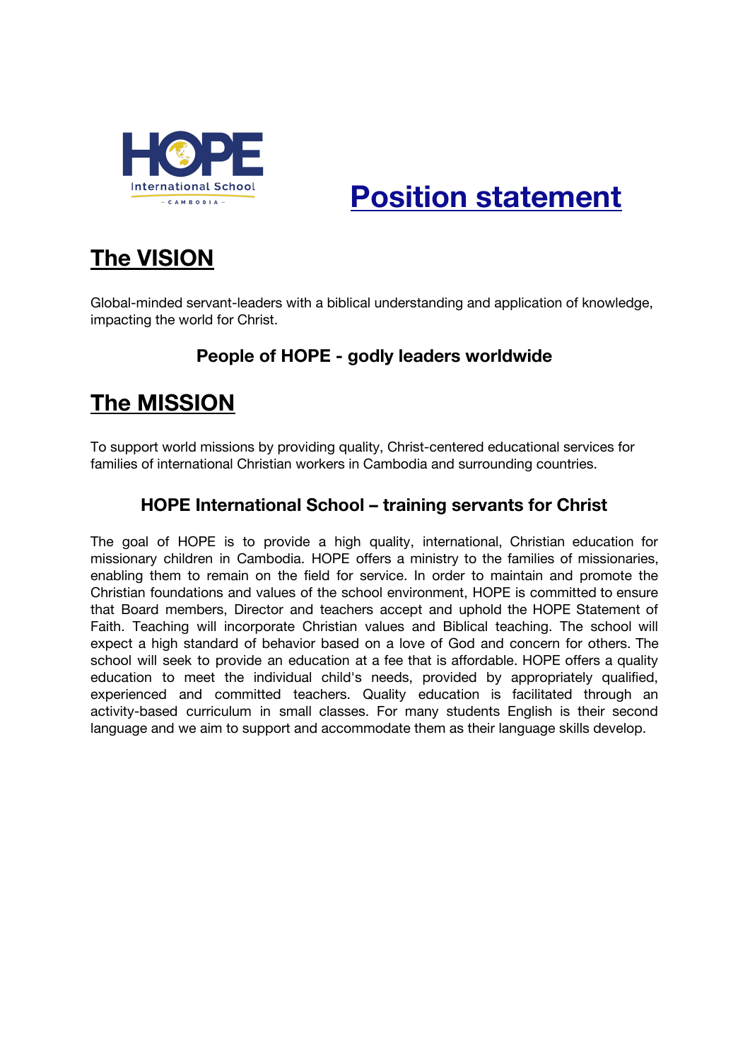HOPE International School CAMBODIA

# Position statement

## The VISION

Global-minded servant-leaders with a biblical understanding and application of knowledge, impacting the world for Christ.

**People of HOPE - godly leaders worldwide**

## The MISSION

To support world missions by providing quality, Christ-centered educational services for families of international Christian workers in Cambodia and surrounding countries.

**HOPE International School – training servants for Christ**

The goal of HOPE is to provide a high quality, international, Christian education for missionary children in Cambodia. HOPE offers a ministry to the families of missionaries, enabling them to remain on the field for service. In order to maintain and promote the Christian foundations and values of the school environment, HOPE is committed to ensure that Board members, Director and teachers accept and uphold the HOPE Statement of Faith. Teaching will incorporate Christian values and Biblical teaching. The school will expect a high standard of behavior based on a love of God and concern for others. The school will seek to provide an education at a fee that is affordable. HOPE offers a quality education to meet the individual child's needs, provided by appropriately qualified, experienced and committed teachers. Quality education is facilitated through an activity-based curriculum in small classes. For many students English is their second language and we aim to support and accommodate them as their language skills develop.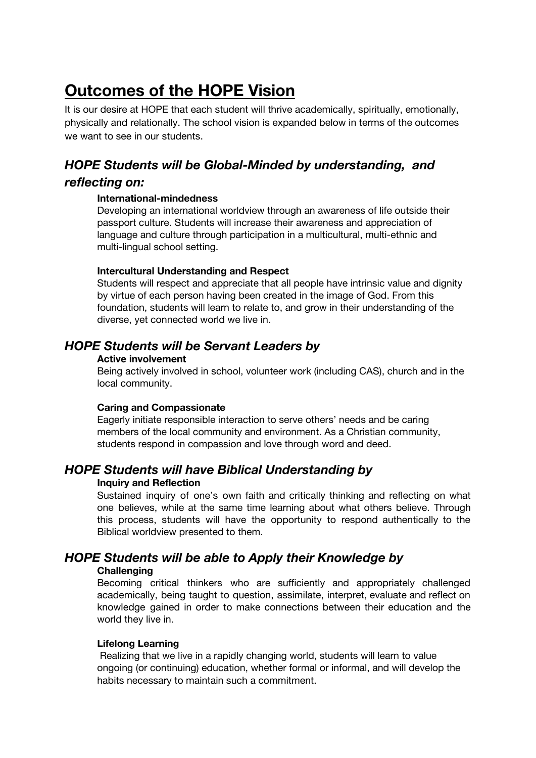# Outcomes of the HOPE Vision

It is our desire at HOPE that each student will thrive academically, spiritually, emotionally, physically and relationally. The school vision is expanded below in terms of the outcomes we want to see in our students.

## *HOPE Students will be Global-Minded by understanding, and reflecting on:*

**International-mindedness**

Developing an international worldview through an awareness of life outside their passport culture. Students will increase their awareness and appreciation of language and culture through participation in a multicultural, multi-ethnic and multi-lingual school setting.

**Intercultural Understanding and Respect**

Students will respect and appreciate that all people have intrinsic value and dignity by virtue of each person having been created in the image of God. From this foundation, students will learn to relate to, and grow in their understanding of the diverse, yet connected world we live in.

## *HOPE Students will be Servant Leaders by*

**Active involvement**

Being actively involved in school, volunteer work (including CAS), church and in the local community.

**Caring and Compassionate**

Eagerly initiate responsible interaction to serve others' needs and be caring members of the local community and environment. As a Christian community, students respond in compassion and love through word and deed.

## *HOPE Students will have Biblical Understanding by*

**Inquiry and Reflection**

Sustained inquiry of one's own faith and critically thinking and reflecting on what one believes, while at the same time learning about what others believe. Through this process, students will have the opportunity to respond authentically to the Biblical worldview presented to them.

## *HOPE Students will be able to Apply their Knowledge by*

**Challenging**

Becoming critical thinkers who are sufficiently and appropriately challenged academically, being taught to question, assimilate, interpret, evaluate and reflect on knowledge gained in order to make connections between their education and the world they live in.

**Lifelong Learning**

Realizing that we live in a rapidly changing world, students will learn to value ongoing (or continuing) education, whether formal or informal, and will develop the habits necessary to maintain such a commitment.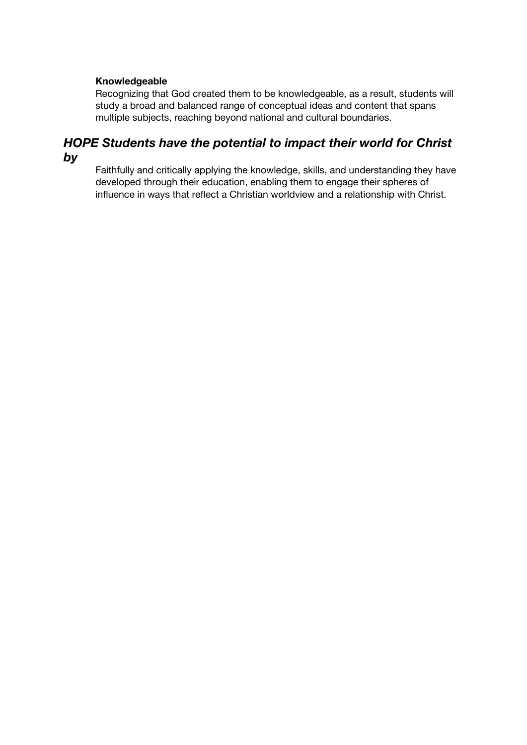**Knowledgeable**

Recognizing that God created them to be knowledgeable, as a result, students will study a broad and balanced range of conceptual ideas and content that spans multiple subjects, reaching beyond national and cultural boundaries.

## *HOPE Students have the potential to impact their world for Christ by*

Faithfully and critically applying the knowledge, skills, and understanding they have developed through their education, enabling them to engage their spheres of influence in ways that reflect a Christian worldview and a relationship with Christ.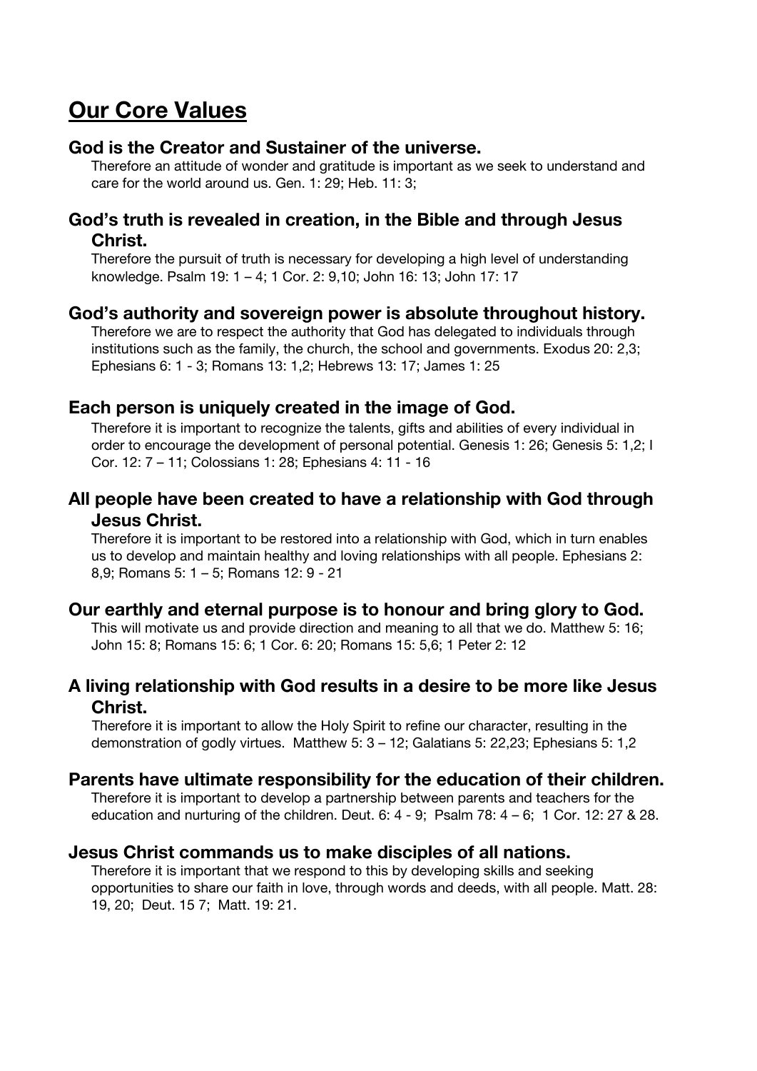# Our Core Values

### God is the Creator and Sustainer of the universe.

Therefore an attitude of wonder and gratitude is important as we seek to understand and care for the world around us. Gen. 1: 29; Heb. 11: 3;

### God's truth is revealed in creation, in the Bible and through Jesus Christ.

Therefore the pursuit of truth is necessary for developing a high level of understanding knowledge. Psalm 19: 1 – 4; 1 Cor. 2: 9,10; John 16: 13; John 17: 17

### God's authority and sovereign power is absolute throughout history.

Therefore we are to respect the authority that God has delegated to individuals through institutions such as the family, the church, the school and governments. Exodus 20: 2,3; Ephesians 6: 1 - 3; Romans 13: 1,2; Hebrews 13: 17; James 1: 25

### Each person is uniquely created in the image of God.

Therefore it is important to recognize the talents, gifts and abilities of every individual in order to encourage the development of personal potential. Genesis 1: 26; Genesis 5: 1,2; I Cor. 12: 7 – 11; Colossians 1: 28; Ephesians 4: 11 - 16

### All people have been created to have a relationship with God through Jesus Christ.

Therefore it is important to be restored into a relationship with God, which in turn enables us to develop and maintain healthy and loving relationships with all people. Ephesians 2: 8,9; Romans 5: 1 – 5; Romans 12: 9 - 21

### Our earthly and eternal purpose is to honour and bring glory to God.

This will motivate us and provide direction and meaning to all that we do. Matthew 5: 16; John 15: 8; Romans 15: 6; 1 Cor. 6: 20; Romans 15: 5,6; 1 Peter 2: 12

### A living relationship with God results in a desire to be more like Jesus Christ.

Therefore it is important to allow the Holy Spirit to refine our character, resulting in the demonstration of godly virtues. Matthew 5: 3 – 12; Galatians 5: 22,23; Ephesians 5: 1,2

### Parents have ultimate responsibility for the education of their children.

Therefore it is important to develop a partnership between parents and teachers for the education and nurturing of the children. Deut. 6: 4 - 9; Psalm 78: 4 – 6; 1 Cor. 12: 27 & 28.

### Jesus Christ commands us to make disciples of all nations.

Therefore it is important that we respond to this by developing skills and seeking opportunities to share our faith in love, through words and deeds, with all people. Matt. 28: 19, 20; Deut. 15 7; Matt. 19: 21.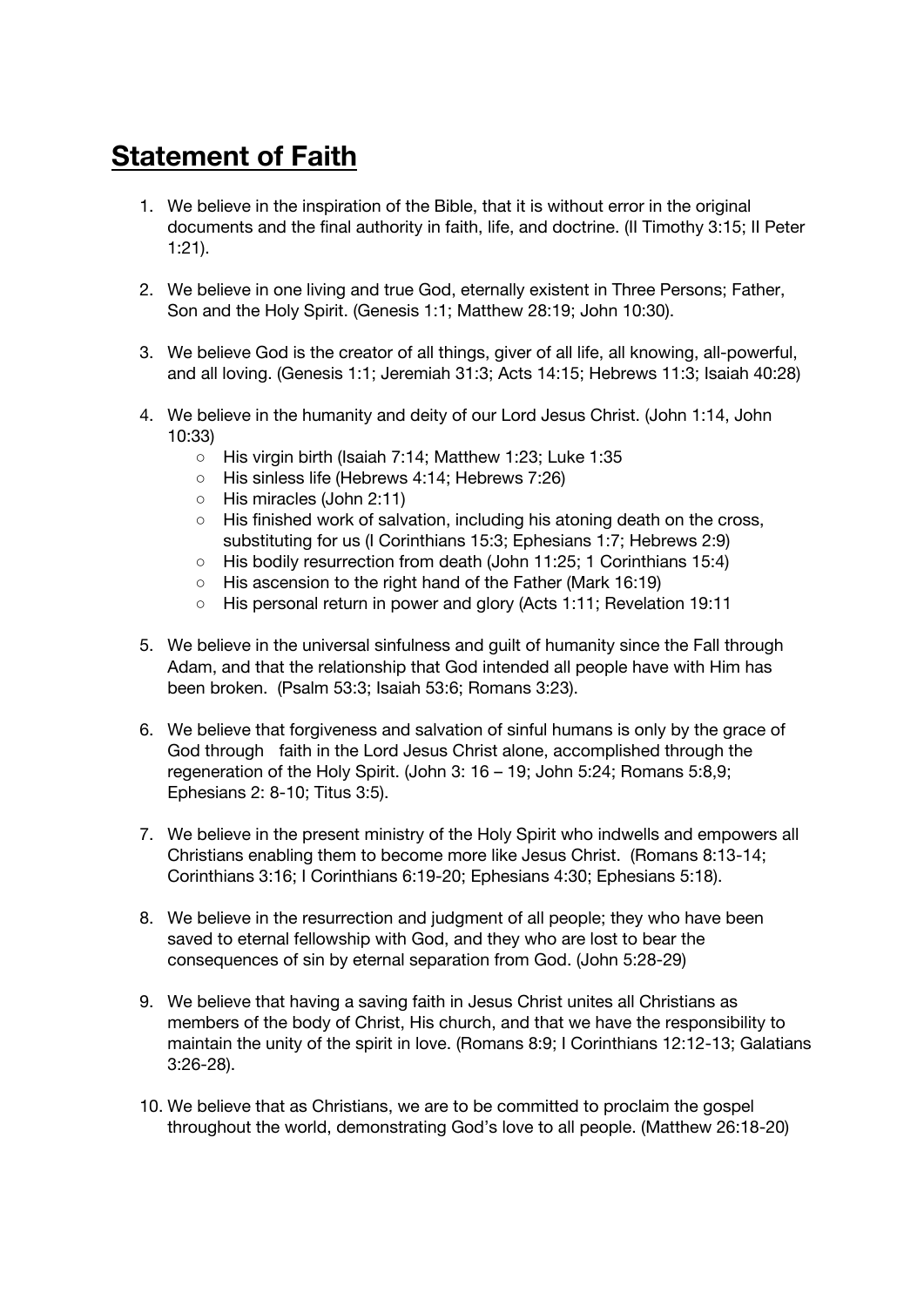# **Statement of Faith**

1. We believe in the inspiration of the Bible, that it is without error in the original documents and the final authority in faith, life, and doctrine. (II Timothy 3:15; II Peter 1:21).

2. We believe in one living and true God, eternally existent in Three Persons; Father, Son and the Holy Spirit. (Genesis 1:1; Matthew 28:19; John 10:30).

3. We believe God is the creator of all things, giver of all life, all knowing, all-powerful, and all loving. (Genesis 1:1; Jeremiah 31:3; Acts 14:15; Hebrews 11:3; Isaiah 40:28)

4. We believe in the humanity and deity of our Lord Jesus Christ. (John 1:14, John 10:33)
   - His virgin birth (Isaiah 7:14; Matthew 1:23; Luke 1:35
   - His sinless life (Hebrews 4:14; Hebrews 7:26)
   - His miracles (John 2:11)
   - His finished work of salvation, including his atoning death on the cross, substituting for us (I Corinthians 15:3; Ephesians 1:7; Hebrews 2:9)
   - His bodily resurrection from death (John 11:25; 1 Corinthians 15:4)
   - His ascension to the right hand of the Father (Mark 16:19)
   - His personal return in power and glory (Acts 1:11; Revelation 19:11

5. We believe in the universal sinfulness and guilt of humanity since the Fall through Adam, and that the relationship that God intended all people have with Him has been broken. (Psalm 53:3; Isaiah 53:6; Romans 3:23).

6. We believe that forgiveness and salvation of sinful humans is only by the grace of God through faith in the Lord Jesus Christ alone, accomplished through the regeneration of the Holy Spirit. (John 3: 16 – 19; John 5:24; Romans 5:8,9; Ephesians 2: 8-10; Titus 3:5).

7. We believe in the present ministry of the Holy Spirit who indwells and empowers all Christians enabling them to become more like Jesus Christ. (Romans 8:13-14; Corinthians 3:16; I Corinthians 6:19-20; Ephesians 4:30; Ephesians 5:18).

8. We believe in the resurrection and judgment of all people; they who have been saved to eternal fellowship with God, and they who are lost to bear the consequences of sin by eternal separation from God. (John 5:28-29)

9. We believe that having a saving faith in Jesus Christ unites all Christians as members of the body of Christ, His church, and that we have the responsibility to maintain the unity of the spirit in love. (Romans 8:9; I Corinthians 12:12-13; Galatians 3:26-28).

10. We believe that as Christians, we are to be committed to proclaim the gospel throughout the world, demonstrating God's love to all people. (Matthew 26:18-20)